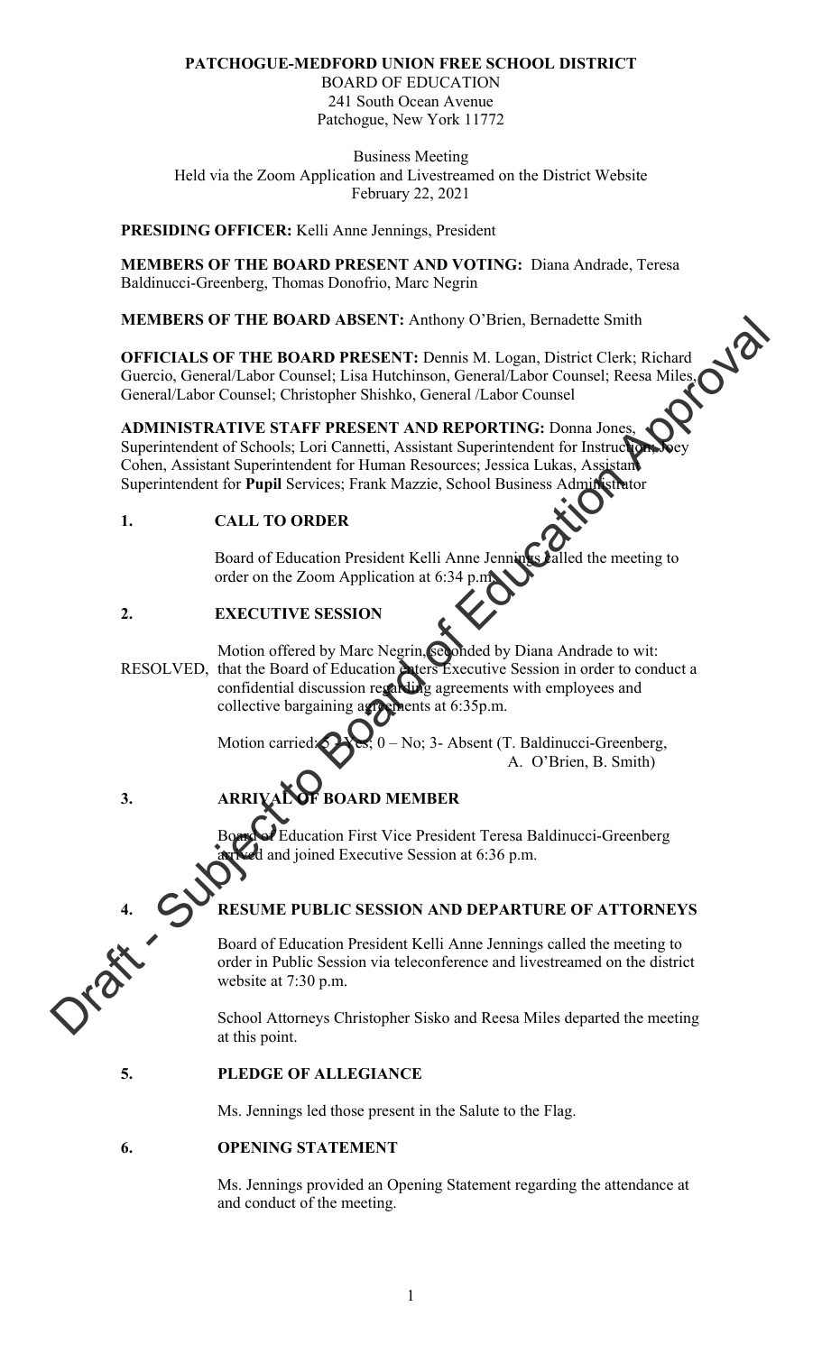**PATCHOGUE-MEDFORD UNION FREE SCHOOL DISTRICT**
BOARD OF EDUCATION
241 South Ocean Avenue
Patchogue, New York 11772

Business Meeting
Held via the Zoom Application and Livestreamed on the District Website
February 22, 2021

**PRESIDING OFFICER:** Kelli Anne Jennings, President

**MEMBERS OF THE BOARD PRESENT AND VOTING:** Diana Andrade, Teresa Baldinucci-Greenberg, Thomas Donofrio, Marc Negrin

**MEMBERS OF THE BOARD ABSENT:** Anthony O'Brien, Bernadette Smith

**OFFICIALS OF THE BOARD PRESENT:** Dennis M. Logan, District Clerk; Richard Guercio, General/Labor Counsel; Lisa Hutchinson, General/Labor Counsel; Reesa Miles, General/Labor Counsel; Christopher Shishko, General /Labor Counsel

**ADMINISTRATIVE STAFF PRESENT AND REPORTING:** Donna Jones, Superintendent of Schools; Lori Cannetti, Assistant Superintendent for Instruction; Joey Cohen, Assistant Superintendent for Human Resources; Jessica Lukas, Assistant Superintendent for **Pupil** Services; Frank Mazzie, School Business Administrator

**1. CALL TO ORDER**

Board of Education President Kelli Anne Jennings called the meeting to order on the Zoom Application at 6:34 p.m.

**2. EXECUTIVE SESSION**

Motion offered by Marc Negrin, seconded by Diana Andrade to wit:
RESOLVED, that the Board of Education enters Executive Session in order to conduct a confidential discussion regarding agreements with employees and collective bargaining agreements at 6:35p.m.

Motion carried: 3 – Yes; 0 – No; 3- Absent (T. Baldinucci-Greenberg, A. O'Brien, B. Smith)

**3. ARRIVAL OF BOARD MEMBER**

Board of Education First Vice President Teresa Baldinucci-Greenberg arrived and joined Executive Session at 6:36 p.m.

**4. RESUME PUBLIC SESSION AND DEPARTURE OF ATTORNEYS**

Board of Education President Kelli Anne Jennings called the meeting to order in Public Session via teleconference and livestreamed on the district website at 7:30 p.m.

School Attorneys Christopher Sisko and Reesa Miles departed the meeting at this point.

**5. PLEDGE OF ALLEGIANCE**

Ms. Jennings led those present in the Salute to the Flag.

**6. OPENING STATEMENT**

Ms. Jennings provided an Opening Statement regarding the attendance at and conduct of the meeting.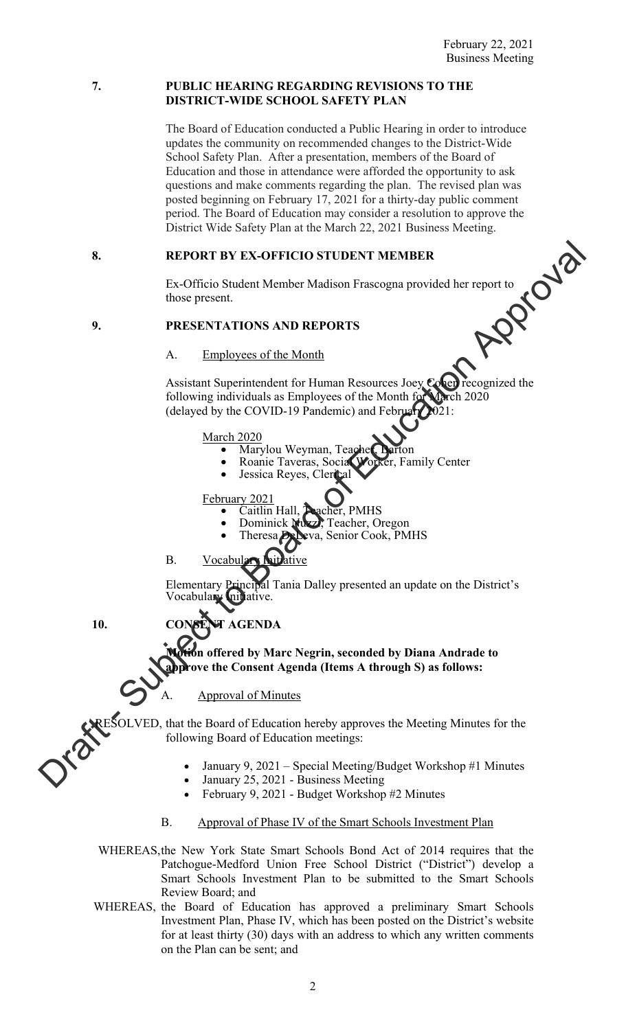## 7. PUBLIC HEARING REGARDING REVISIONS TO THE DISTRICT-WIDE SCHOOL SAFETY PLAN

The Board of Education conducted a Public Hearing in order to introduce updates the community on recommended changes to the District-Wide School Safety Plan. After a presentation, members of the Board of Education and those in attendance were afforded the opportunity to ask questions and make comments regarding the plan. The revised plan was posted beginning on February 17, 2021 for a thirty-day public comment period. The Board of Education may consider a resolution to approve the District Wide Safety Plan at the March 22, 2021 Business Meeting.

## 8. REPORT BY EX-OFFICIO STUDENT MEMBER

Ex-Officio Student Member Madison Frascogna provided her report to those present.

## 9. PRESENTATIONS AND REPORTS

A. Employees of the Month

Assistant Superintendent for Human Resources Joey Cohen recognized the following individuals as Employees of the Month for March 2020 (delayed by the COVID-19 Pandemic) and February 2021:

March 2020
- Marylou Weyman, Teacher, Barton
- Roanie Taveras, Social Worker, Family Center
- Jessica Reyes, Clerical

February 2021
- Caitlin Hall, Teacher, PMHS
- Dominick Nuzzi, Teacher, Oregon
- Theresa DeLeva, Senior Cook, PMHS

B. Vocabulary Initiative

Elementary Principal Tania Dalley presented an update on the District's Vocabulary Initiative.

## 10. CONSENT AGENDA

**Motion offered by Marc Negrin, seconded by Diana Andrade to approve the Consent Agenda (Items A through S) as follows:**

A. Approval of Minutes

RESOLVED, that the Board of Education hereby approves the Meeting Minutes for the following Board of Education meetings:

- January 9, 2021 – Special Meeting/Budget Workshop #1 Minutes
- January 25, 2021 - Business Meeting
- February 9, 2021 - Budget Workshop #2 Minutes

B. Approval of Phase IV of the Smart Schools Investment Plan

WHEREAS, the New York State Smart Schools Bond Act of 2014 requires that the Patchogue-Medford Union Free School District ("District") develop a Smart Schools Investment Plan to be submitted to the Smart Schools Review Board; and

WHEREAS, the Board of Education has approved a preliminary Smart Schools Investment Plan, Phase IV, which has been posted on the District's website for at least thirty (30) days with an address to which any written comments on the Plan can be sent; and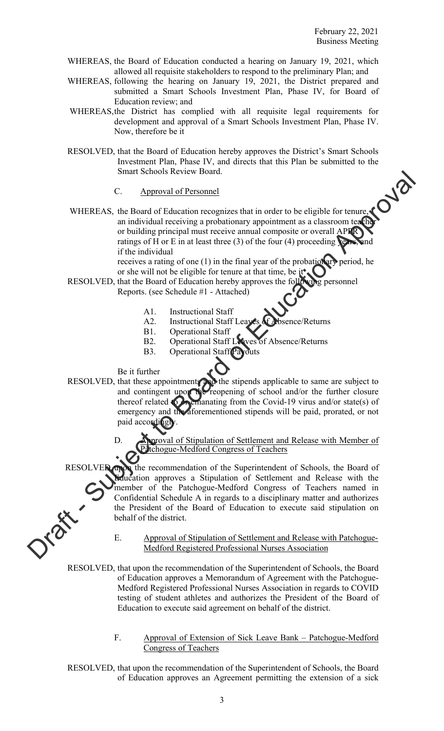WHEREAS, the Board of Education conducted a hearing on January 19, 2021, which allowed all requisite stakeholders to respond to the preliminary Plan; and

WHEREAS, following the hearing on January 19, 2021, the District prepared and submitted a Smart Schools Investment Plan, Phase IV, for Board of Education review; and

WHEREAS, the District has complied with all requisite legal requirements for development and approval of a Smart Schools Investment Plan, Phase IV. Now, therefore be it

RESOLVED, that the Board of Education hereby approves the District's Smart Schools Investment Plan, Phase IV, and directs that this Plan be submitted to the Smart Schools Review Board.

C. Approval of Personnel

WHEREAS, the Board of Education recognizes that in order to be eligible for tenure, an individual receiving a probationary appointment as a classroom teacher or building principal must receive annual composite or overall APPR ratings of H or E in at least three (3) of the four (4) proceeding years, and if the individual receives a rating of one (1) in the final year of the probationary period, he or she will not be eligible for tenure at that time, be it

RESOLVED, that the Board of Education hereby approves the following personnel Reports. (see Schedule #1 - Attached)

- A1. Instructional Staff
- A2. Instructional Staff Leaves of Absence/Returns
- B1. Operational Staff
- B2. Operational Staff Leaves of Absence/Returns
- B3. Operational Staff Payouts

Be it further

RESOLVED, that these appointments and the stipends applicable to same are subject to and contingent upon the reopening of school and/or the further closure thereof related to or emanating from the Covid-19 virus and/or state(s) of emergency and the aforementioned stipends will be paid, prorated, or not paid accordingly.

D. Approval of Stipulation of Settlement and Release with Member of Patchogue-Medford Congress of Teachers

RESOLVED, upon the recommendation of the Superintendent of Schools, the Board of Education approves a Stipulation of Settlement and Release with the member of the Patchogue-Medford Congress of Teachers named in Confidential Schedule A in regards to a disciplinary matter and authorizes the President of the Board of Education to execute said stipulation on behalf of the district.

E. Approval of Stipulation of Settlement and Release with Patchogue-Medford Registered Professional Nurses Association

RESOLVED, that upon the recommendation of the Superintendent of Schools, the Board of Education approves a Memorandum of Agreement with the Patchogue-Medford Registered Professional Nurses Association in regards to COVID testing of student athletes and authorizes the President of the Board of Education to execute said agreement on behalf of the district.

F. Approval of Extension of Sick Leave Bank – Patchogue-Medford Congress of Teachers

RESOLVED, that upon the recommendation of the Superintendent of Schools, the Board of Education approves an Agreement permitting the extension of a sick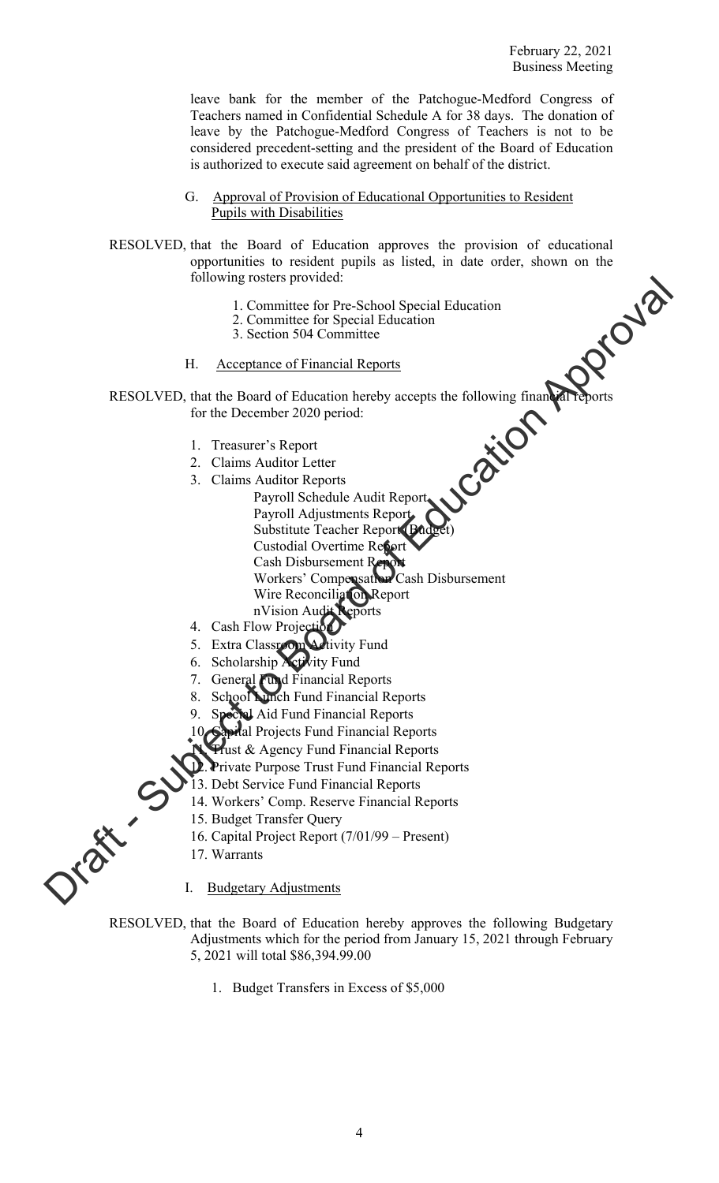leave bank for the member of the Patchogue-Medford Congress of Teachers named in Confidential Schedule A for 38 days. The donation of leave by the Patchogue-Medford Congress of Teachers is not to be considered precedent-setting and the president of the Board of Education is authorized to execute said agreement on behalf of the district.

G. Approval of Provision of Educational Opportunities to Resident Pupils with Disabilities

RESOLVED, that the Board of Education approves the provision of educational opportunities to resident pupils as listed, in date order, shown on the following rosters provided:

1. Committee for Pre-School Special Education
2. Committee for Special Education
3. Section 504 Committee

H. Acceptance of Financial Reports

RESOLVED, that the Board of Education hereby accepts the following financial reports for the December 2020 period:

1. Treasurer's Report
2. Claims Auditor Letter
3. Claims Auditor Reports
   - Payroll Schedule Audit Report
   - Payroll Adjustments Report
   - Substitute Teacher Report (Budget)
   - Custodial Overtime Report
   - Cash Disbursement Report
   - Workers' Compensation Cash Disbursement
   - Wire Reconciliation Report
   - nVision Audit Reports
4. Cash Flow Projection
5. Extra Classroom Activity Fund
6. Scholarship Activity Fund
7. General Fund Financial Reports
8. School Lunch Fund Financial Reports
9. Special Aid Fund Financial Reports
10. Capital Projects Fund Financial Reports
11. Trust & Agency Fund Financial Reports
12. Private Purpose Trust Fund Financial Reports
13. Debt Service Fund Financial Reports
14. Workers' Comp. Reserve Financial Reports
15. Budget Transfer Query
16. Capital Project Report (7/01/99 – Present)
17. Warrants

I. Budgetary Adjustments

RESOLVED, that the Board of Education hereby approves the following Budgetary Adjustments which for the period from January 15, 2021 through February 5, 2021 will total $86,394.99.00

1. Budget Transfers in Excess of $5,000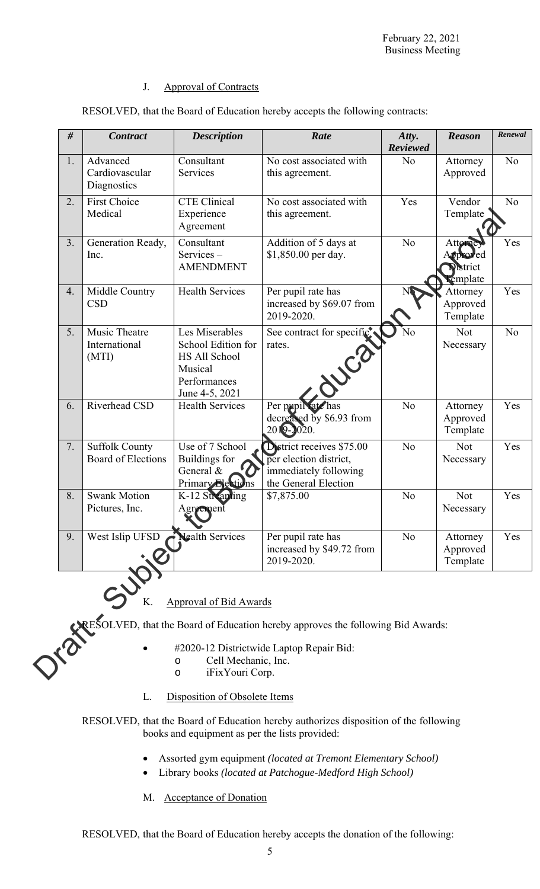February 22, 2021
Business Meeting

J. Approval of Contracts

RESOLVED, that the Board of Education hereby accepts the following contracts:

| # | Contract | Description | Rate | Atty. Reviewed | Reason | Renewal |
|---|---|---|---|---|---|---|
| 1. | Advanced Cardiovascular Diagnostics | Consultant Services | No cost associated with this agreement. | No | Attorney Approved | No |
| 2. | First Choice Medical | CTE Clinical Experience Agreement | No cost associated with this agreement. | Yes | Vendor Template | No |
| 3. | Generation Ready, Inc. | Consultant Services – AMENDMENT | Addition of 5 days at $1,850.00 per day. | No | Attorney Approved District Template | Yes |
| 4. | Middle Country CSD | Health Services | Per pupil rate has increased by $69.07 from 2019-2020. | No | Attorney Approved Template | Yes |
| 5. | Music Theatre International (MTI) | Les Miserables School Edition for HS All School Musical Performances June 4-5, 2021 | See contract for specific rates. | No | Not Necessary | No |
| 6. | Riverhead CSD | Health Services | Per pupil rate has decreased by $6.93 from 2019-2020. | No | Attorney Approved Template | Yes |
| 7. | Suffolk County Board of Elections | Use of 7 School Buildings for General & Primary Elections | District receives $75.00 per election district, immediately following the General Election | No | Not Necessary | Yes |
| 8. | Swank Motion Pictures, Inc. | K-12 Streaming Agreement | $7,875.00 | No | Not Necessary | Yes |
| 9. | West Islip UFSD | Health Services | Per pupil rate has increased by $49.72 from 2019-2020. | No | Attorney Approved Template | Yes |

K. Approval of Bid Awards

RESOLVED, that the Board of Education hereby approves the following Bid Awards:

- #2020-12 Districtwide Laptop Repair Bid:
  - Cell Mechanic, Inc.
  - iFixYouri Corp.

L. Disposition of Obsolete Items

RESOLVED, that the Board of Education hereby authorizes disposition of the following books and equipment as per the lists provided:

- Assorted gym equipment *(located at Tremont Elementary School)*
- Library books *(located at Patchogue-Medford High School)*

M. Acceptance of Donation

RESOLVED, that the Board of Education hereby accepts the donation of the following: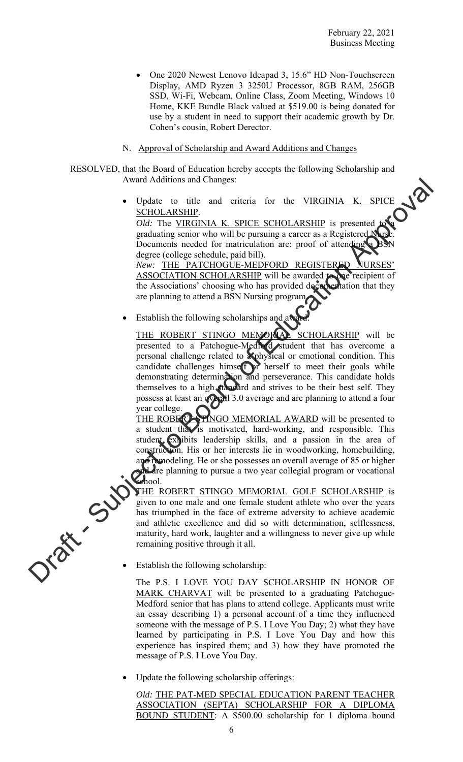- One 2020 Newest Lenovo Ideapad 3, 15.6" HD Non-Touchscreen Display, AMD Ryzen 3 3250U Processor, 8GB RAM, 256GB SSD, Wi-Fi, Webcam, Online Class, Zoom Meeting, Windows 10 Home, KKE Bundle Black valued at $519.00 is being donated for use by a student in need to support their academic growth by Dr. Cohen's cousin, Robert Derector.

N. Approval of Scholarship and Award Additions and Changes

RESOLVED, that the Board of Education hereby accepts the following Scholarship and Award Additions and Changes:

- Update to title and criteria for the VIRGINIA K. SPICE SCHOLARSHIP.

  *Old:* The VIRGINIA K. SPICE SCHOLARSHIP is presented to a graduating senior who will be pursuing a career as a Registered Nurse. Documents needed for matriculation are: proof of attending a BSN degree (college schedule, paid bill).

  *New:* THE PATCHOGUE-MEDFORD REGISTERED NURSES' ASSOCIATION SCHOLARSHIP will be awarded to one recipient of the Associations' choosing who has provided documentation that they are planning to attend a BSN Nursing program.

- Establish the following scholarships and award:

  THE ROBERT STINGO MEMORIAL SCHOLARSHIP will be presented to a Patchogue-Medford student that has overcome a personal challenge related to a physical or emotional condition. This candidate challenges himself or herself to meet their goals while demonstrating determination and perseverance. This candidate holds themselves to a high standard and strives to be their best self. They possess at least an overall 3.0 average and are planning to attend a four year college.

  THE ROBERT STINGO MEMORIAL AWARD will be presented to a student that is motivated, hard-working, and responsible. This student exhibits leadership skills, and a passion in the area of construction. His or her interests lie in woodworking, homebuilding, and remodeling. He or she possesses an overall average of 85 or higher and are planning to pursue a two year collegial program or vocational school.

  THE ROBERT STINGO MEMORIAL GOLF SCHOLARSHIP is given to one male and one female student athlete who over the years has triumphed in the face of extreme adversity to achieve academic and athletic excellence and did so with determination, selflessness, maturity, hard work, laughter and a willingness to never give up while remaining positive through it all.

- Establish the following scholarship:

  The P.S. I LOVE YOU DAY SCHOLARSHIP IN HONOR OF MARK CHARVAT will be presented to a graduating Patchogue-Medford senior that has plans to attend college. Applicants must write an essay describing 1) a personal account of a time they influenced someone with the message of P.S. I Love You Day; 2) what they have learned by participating in P.S. I Love You Day and how this experience has inspired them; and 3) how they have promoted the message of P.S. I Love You Day.

- Update the following scholarship offerings:

  *Old:* THE PAT-MED SPECIAL EDUCATION PARENT TEACHER ASSOCIATION (SEPTA) SCHOLARSHIP FOR A DIPLOMA BOUND STUDENT: A $500.00 scholarship for 1 diploma bound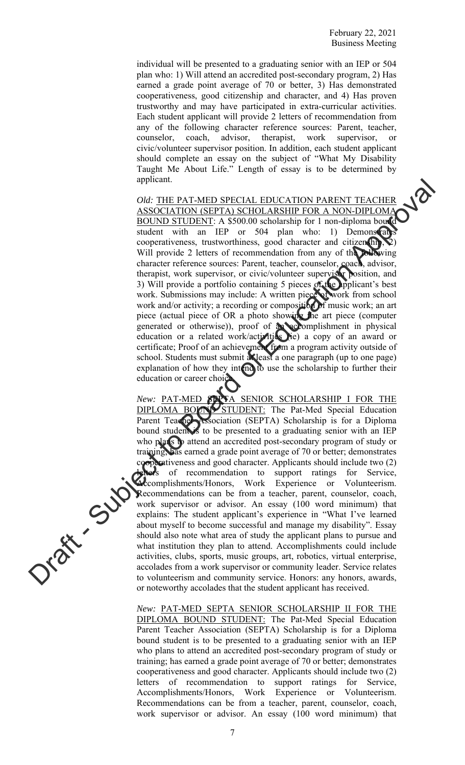individual will be presented to a graduating senior with an IEP or 504 plan who: 1) Will attend an accredited post-secondary program, 2) Has earned a grade point average of 70 or better, 3) Has demonstrated cooperativeness, good citizenship and character, and 4) Has proven trustworthy and may have participated in extra-curricular activities. Each student applicant will provide 2 letters of recommendation from any of the following character reference sources: Parent, teacher, counselor, coach, advisor, therapist, work supervisor, or civic/volunteer supervisor position. In addition, each student applicant should complete an essay on the subject of "What My Disability Taught Me About Life." Length of essay is to be determined by applicant.

*Old:* THE PAT-MED SPECIAL EDUCATION PARENT TEACHER ASSOCIATION (SEPTA) SCHOLARSHIP FOR A NON-DIPLOMA BOUND STUDENT: A $500.00 scholarship for 1 non-diploma bound student with an IEP or 504 plan who: 1) Demonstrates cooperativeness, trustworthiness, good character and citizenship, 2) Will provide 2 letters of recommendation from any of the following character reference sources: Parent, teacher, counselor, coach, advisor, therapist, work supervisor, or civic/volunteer supervisor position, and 3) Will provide a portfolio containing 5 pieces of the applicant's best work. Submissions may include: A written piece of work from school work and/or activity; a recording or composition of music work; an art piece (actual piece of OR a photo showing the art piece (computer generated or otherwise)), proof of an accomplishment in physical education or a related work/activities (ie) a copy of an award or certificate; Proof of an achievement from a program activity outside of school. Students must submit at least a one paragraph (up to one page) explanation of how they intend to use the scholarship to further their education or career choice.

*New:* PAT-MED SEPTA SENIOR SCHOLARSHIP I FOR THE DIPLOMA BOUND STUDENT: The Pat-Med Special Education Parent Teacher Association (SEPTA) Scholarship is for a Diploma bound student is to be presented to a graduating senior with an IEP who plans to attend an accredited post-secondary program of study or training; has earned a grade point average of 70 or better; demonstrates cooperativeness and good character. Applicants should include two (2) letters of recommendation to support ratings for Service, Accomplishments/Honors, Work Experience or Volunteerism. Recommendations can be from a teacher, parent, counselor, coach, work supervisor or advisor. An essay (100 word minimum) that explains: The student applicant's experience in "What I've learned about myself to become successful and manage my disability". Essay should also note what area of study the applicant plans to pursue and what institution they plan to attend. Accomplishments could include activities, clubs, sports, music groups, art, robotics, virtual enterprise, accolades from a work supervisor or community leader. Service relates to volunteerism and community service. Honors: any honors, awards, or noteworthy accolades that the student applicant has received.

*New:* PAT-MED SEPTA SENIOR SCHOLARSHIP II FOR THE DIPLOMA BOUND STUDENT: The Pat-Med Special Education Parent Teacher Association (SEPTA) Scholarship is for a Diploma bound student is to be presented to a graduating senior with an IEP who plans to attend an accredited post-secondary program of study or training; has earned a grade point average of 70 or better; demonstrates cooperativeness and good character. Applicants should include two (2) letters of recommendation to support ratings for Service, Accomplishments/Honors, Work Experience or Volunteerism. Recommendations can be from a teacher, parent, counselor, coach, work supervisor or advisor. An essay (100 word minimum) that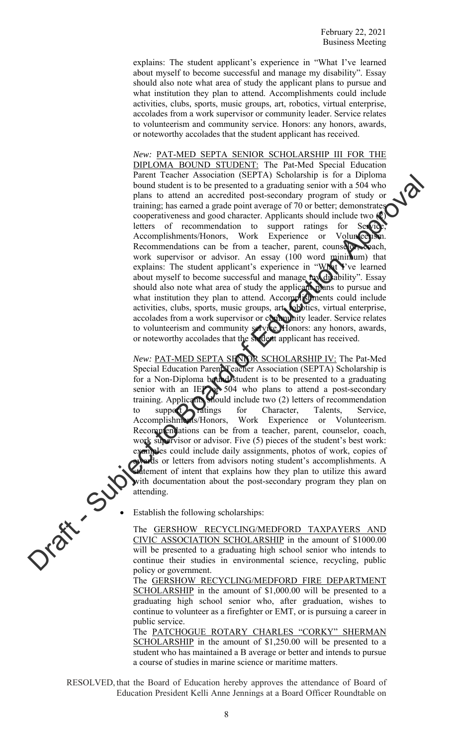explains: The student applicant's experience in "What I've learned about myself to become successful and manage my disability". Essay should also note what area of study the applicant plans to pursue and what institution they plan to attend. Accomplishments could include activities, clubs, sports, music groups, art, robotics, virtual enterprise, accolades from a work supervisor or community leader. Service relates to volunteerism and community service. Honors: any honors, awards, or noteworthy accolades that the student applicant has received.

*New:* PAT-MED SEPTA SENIOR SCHOLARSHIP III FOR THE DIPLOMA BOUND STUDENT: The Pat-Med Special Education Parent Teacher Association (SEPTA) Scholarship is for a Diploma bound student is to be presented to a graduating senior with a 504 who plans to attend an accredited post-secondary program of study or training; has earned a grade point average of 70 or better; demonstrates cooperativeness and good character. Applicants should include two (2) letters of recommendation to support ratings for Service, Accomplishments/Honors, Work Experience or Volunteerism. Recommendations can be from a teacher, parent, counselor, coach, work supervisor or advisor. An essay (100 word minimum) that explains: The student applicant's experience in "What I've learned about myself to become successful and manage my disability". Essay should also note what area of study the applicant plans to pursue and what institution they plan to attend. Accomplishments could include activities, clubs, sports, music groups, art, robotics, virtual enterprise, accolades from a work supervisor or community leader. Service relates to volunteerism and community service. Honors: any honors, awards, or noteworthy accolades that the student applicant has received.

*New:* PAT-MED SEPTA SENIOR SCHOLARSHIP IV: The Pat-Med Special Education Parent Teacher Association (SEPTA) Scholarship is for a Non-Diploma bound student is to be presented to a graduating senior with an IEP or 504 who plans to attend a post-secondary training. Applicants should include two (2) letters of recommendation to support ratings for Character, Talents, Service, Accomplishments/Honors, Work Experience or Volunteerism. Recommendations can be from a teacher, parent, counselor, coach, work supervisor or advisor. Five (5) pieces of the student's best work: examples could include daily assignments, photos of work, copies of awards or letters from advisors noting student's accomplishments. A statement of intent that explains how they plan to utilize this award with documentation about the post-secondary program they plan on attending.

- Establish the following scholarships:

The GERSHOW RECYCLING/MEDFORD TAXPAYERS AND CIVIC ASSOCIATION SCHOLARSHIP in the amount of $1000.00 will be presented to a graduating high school senior who intends to continue their studies in environmental science, recycling, public policy or government.

The GERSHOW RECYCLING/MEDFORD FIRE DEPARTMENT SCHOLARSHIP in the amount of $1,000.00 will be presented to a graduating high school senior who, after graduation, wishes to continue to volunteer as a firefighter or EMT, or is pursuing a career in public service.

The PATCHOGUE ROTARY CHARLES "CORKY" SHERMAN SCHOLARSHIP in the amount of $1,250.00 will be presented to a student who has maintained a B average or better and intends to pursue a course of studies in marine science or maritime matters.

RESOLVED, that the Board of Education hereby approves the attendance of Board of Education President Kelli Anne Jennings at a Board Officer Roundtable on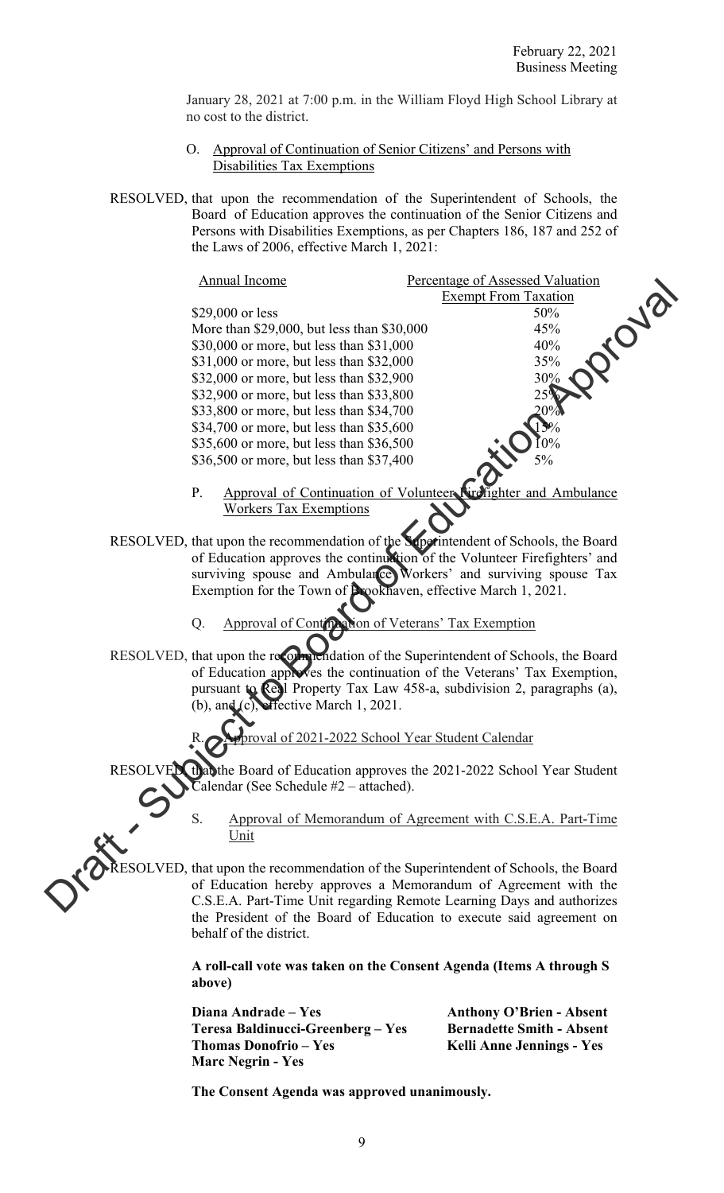January 28, 2021 at 7:00 p.m. in the William Floyd High School Library at no cost to the district.

O. Approval of Continuation of Senior Citizens' and Persons with Disabilities Tax Exemptions

RESOLVED, that upon the recommendation of the Superintendent of Schools, the Board of Education approves the continuation of the Senior Citizens and Persons with Disabilities Exemptions, as per Chapters 186, 187 and 252 of the Laws of 2006, effective March 1, 2021:

| Annual Income | Percentage of Assessed Valuation Exempt From Taxation |
|---|---|
| $29,000 or less | 50% |
| More than $29,000, but less than $30,000 | 45% |
| $30,000 or more, but less than $31,000 | 40% |
| $31,000 or more, but less than $32,000 | 35% |
| $32,000 or more, but less than $32,900 | 30% |
| $32,900 or more, but less than $33,800 | 25% |
| $33,800 or more, but less than $34,700 | 20% |
| $34,700 or more, but less than $35,600 | 15% |
| $35,600 or more, but less than $36,500 | 10% |
| $36,500 or more, but less than $37,400 | 5% |

P. Approval of Continuation of Volunteer Firefighter and Ambulance Workers Tax Exemptions

RESOLVED, that upon the recommendation of the Superintendent of Schools, the Board of Education approves the continuation of the Volunteer Firefighters' and surviving spouse and Ambulance Workers' and surviving spouse Tax Exemption for the Town of Brookhaven, effective March 1, 2021.

Q. Approval of Continuation of Veterans' Tax Exemption

RESOLVED, that upon the recommendation of the Superintendent of Schools, the Board of Education approves the continuation of the Veterans' Tax Exemption, pursuant to Real Property Tax Law 458-a, subdivision 2, paragraphs (a), (b), and (c), effective March 1, 2021.

R. Approval of 2021-2022 School Year Student Calendar

RESOLVED, that the Board of Education approves the 2021-2022 School Year Student Calendar (See Schedule #2 – attached).

S. Approval of Memorandum of Agreement with C.S.E.A. Part-Time Unit

RESOLVED, that upon the recommendation of the Superintendent of Schools, the Board of Education hereby approves a Memorandum of Agreement with the C.S.E.A. Part-Time Unit regarding Remote Learning Days and authorizes the President of the Board of Education to execute said agreement on behalf of the district.

**A roll-call vote was taken on the Consent Agenda (Items A through S above)**

**Diana Andrade – Yes**
**Teresa Baldinucci-Greenberg – Yes**
**Thomas Donofrio – Yes**
**Marc Negrin - Yes**
**Anthony O'Brien - Absent**
**Bernadette Smith - Absent**
**Kelli Anne Jennings - Yes**

**The Consent Agenda was approved unanimously.**

Draft - Subject to Board of Education Approval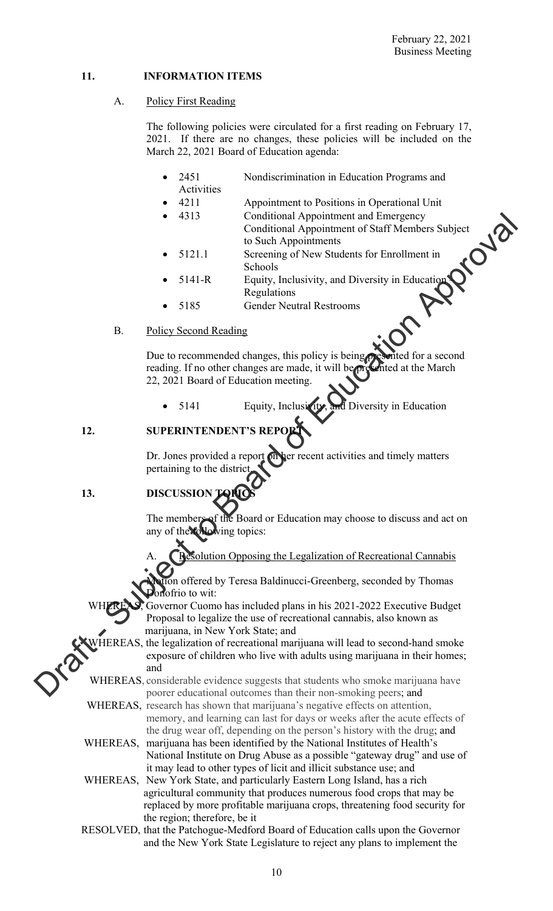February 22, 2021
Business Meeting

## 11. INFORMATION ITEMS

### A. Policy First Reading

The following policies were circulated for a first reading on February 17, 2021. If there are no changes, these policies will be included on the March 22, 2021 Board of Education agenda:

- 2451 Nondiscrimination in Education Programs and Activities
- 4211 Appointment to Positions in Operational Unit
- 4313 Conditional Appointment and Emergency Conditional Appointment of Staff Members Subject to Such Appointments
- 5121.1 Screening of New Students for Enrollment in Schools
- 5141-R Equity, Inclusivity, and Diversity in Education Regulations
- 5185 Gender Neutral Restrooms

### B. Policy Second Reading

Due to recommended changes, this policy is being presented for a second reading. If no other changes are made, it will be presented at the March 22, 2021 Board of Education meeting.

- 5141 Equity, Inclusivity, and Diversity in Education

## 12. SUPERINTENDENT'S REPORT

Dr. Jones provided a report on her recent activities and timely matters pertaining to the district.

## 13. DISCUSSION TOPICS

The members of the Board or Education may choose to discuss and act on any of the following topics:

### A. Resolution Opposing the Legalization of Recreational Cannabis

Motion offered by Teresa Baldinucci-Greenberg, seconded by Thomas Donofrio to wit:

WHEREAS, Governor Cuomo has included plans in his 2021-2022 Executive Budget Proposal to legalize the use of recreational cannabis, also known as marijuana, in New York State; and

WHEREAS, the legalization of recreational marijuana will lead to second-hand smoke exposure of children who live with adults using marijuana in their homes; and

WHEREAS, considerable evidence suggests that students who smoke marijuana have poorer educational outcomes than their non-smoking peers; and

WHEREAS, research has shown that marijuana's negative effects on attention, memory, and learning can last for days or weeks after the acute effects of the drug wear off, depending on the person's history with the drug; and

WHEREAS, marijuana has been identified by the National Institutes of Health's National Institute on Drug Abuse as a possible "gateway drug" and use of it may lead to other types of licit and illicit substance use; and

WHEREAS, New York State, and particularly Eastern Long Island, has a rich agricultural community that produces numerous food crops that may be replaced by more profitable marijuana crops, threatening food security for the region; therefore, be it

RESOLVED, that the Patchogue-Medford Board of Education calls upon the Governor and the New York State Legislature to reject any plans to implement the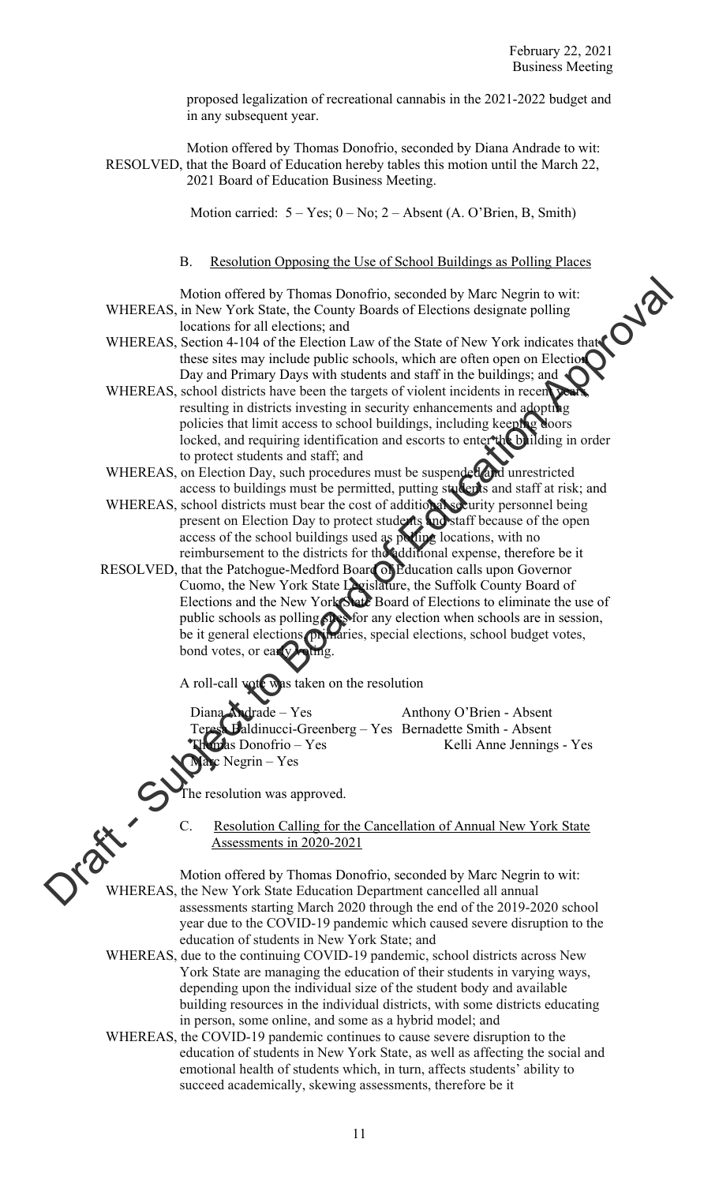proposed legalization of recreational cannabis in the 2021-2022 budget and in any subsequent year.

Motion offered by Thomas Donofrio, seconded by Diana Andrade to wit:
RESOLVED, that the Board of Education hereby tables this motion until the March 22, 2021 Board of Education Business Meeting.

Motion carried: 5 – Yes; 0 – No; 2 – Absent (A. O'Brien, B, Smith)

B. Resolution Opposing the Use of School Buildings as Polling Places

Motion offered by Thomas Donofrio, seconded by Marc Negrin to wit:

WHEREAS, in New York State, the County Boards of Elections designate polling locations for all elections; and

WHEREAS, Section 4-104 of the Election Law of the State of New York indicates that these sites may include public schools, which are often open on Election Day and Primary Days with students and staff in the buildings; and

WHEREAS, school districts have been the targets of violent incidents in recent years, resulting in districts investing in security enhancements and adopting policies that limit access to school buildings, including keeping doors locked, and requiring identification and escorts to enter the building in order to protect students and staff; and

WHEREAS, on Election Day, such procedures must be suspended and unrestricted access to buildings must be permitted, putting students and staff at risk; and

WHEREAS, school districts must bear the cost of additional security personnel being present on Election Day to protect students and staff because of the open access of the school buildings used as polling locations, with no reimbursement to the districts for the additional expense, therefore be it

RESOLVED, that the Patchogue-Medford Board of Education calls upon Governor Cuomo, the New York State Legislature, the Suffolk County Board of Elections and the New York State Board of Elections to eliminate the use of public schools as polling sites for any election when schools are in session, be it general elections, primaries, special elections, school budget votes, bond votes, or early voting.

A roll-call vote was taken on the resolution

| | |
|---|---|
| Diana Andrade – Yes | Anthony O'Brien - Absent |
| Teresa Baldinucci-Greenberg – Yes | Bernadette Smith - Absent |
| Thomas Donofrio – Yes | Kelli Anne Jennings - Yes |
| Marc Negrin – Yes | |

The resolution was approved.

C. Resolution Calling for the Cancellation of Annual New York State Assessments in 2020-2021

Motion offered by Thomas Donofrio, seconded by Marc Negrin to wit:

WHEREAS, the New York State Education Department cancelled all annual assessments starting March 2020 through the end of the 2019-2020 school year due to the COVID-19 pandemic which caused severe disruption to the education of students in New York State; and

WHEREAS, due to the continuing COVID-19 pandemic, school districts across New York State are managing the education of their students in varying ways, depending upon the individual size of the student body and available building resources in the individual districts, with some districts educating in person, some online, and some as a hybrid model; and

WHEREAS, the COVID-19 pandemic continues to cause severe disruption to the education of students in New York State, as well as affecting the social and emotional health of students which, in turn, affects students' ability to succeed academically, skewing assessments, therefore be it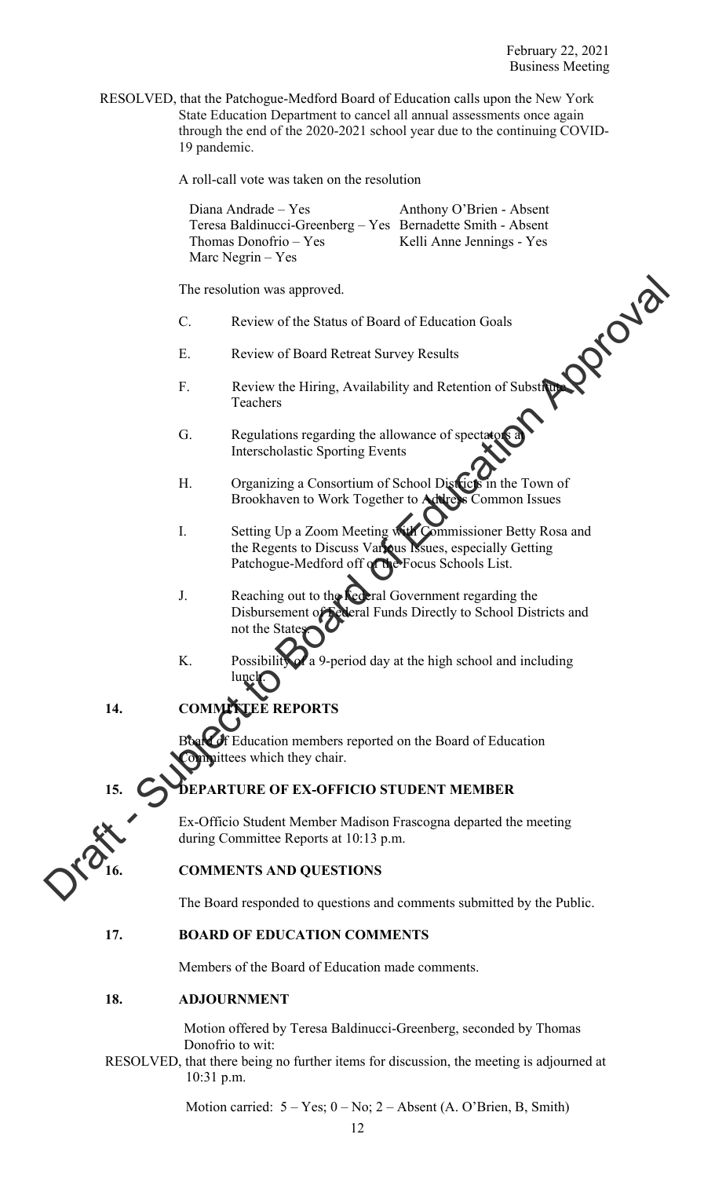RESOLVED, that the Patchogue-Medford Board of Education calls upon the New York State Education Department to cancel all annual assessments once again through the end of the 2020-2021 school year due to the continuing COVID-19 pandemic.

A roll-call vote was taken on the resolution

| | |
|---|---|
| Diana Andrade – Yes | Anthony O'Brien - Absent |
| Teresa Baldinucci-Greenberg – Yes | Bernadette Smith - Absent |
| Thomas Donofrio – Yes | Kelli Anne Jennings - Yes |
| Marc Negrin – Yes | |

The resolution was approved.

C. Review of the Status of Board of Education Goals

E. Review of Board Retreat Survey Results

F. Review the Hiring, Availability and Retention of Substitute Teachers

G. Regulations regarding the allowance of spectators at Interscholastic Sporting Events

H. Organizing a Consortium of School Districts in the Town of Brookhaven to Work Together to Address Common Issues

I. Setting Up a Zoom Meeting with Commissioner Betty Rosa and the Regents to Discuss Various Issues, especially Getting Patchogue-Medford off of the Focus Schools List.

J. Reaching out to the Federal Government regarding the Disbursement of Federal Funds Directly to School Districts and not the States.

K. Possibility of a 9-period day at the high school and including lunch.

## 14. COMMITTEE REPORTS

Board of Education members reported on the Board of Education Committees which they chair.

## 15. DEPARTURE OF EX-OFFICIO STUDENT MEMBER

Ex-Officio Student Member Madison Frascogna departed the meeting during Committee Reports at 10:13 p.m.

## 16. COMMENTS AND QUESTIONS

The Board responded to questions and comments submitted by the Public.

## 17. BOARD OF EDUCATION COMMENTS

Members of the Board of Education made comments.

## 18. ADJOURNMENT

Motion offered by Teresa Baldinucci-Greenberg, seconded by Thomas Donofrio to wit:

RESOLVED, that there being no further items for discussion, the meeting is adjourned at 10:31 p.m.

Motion carried: 5 – Yes; 0 – No; 2 – Absent (A. O'Brien, B, Smith)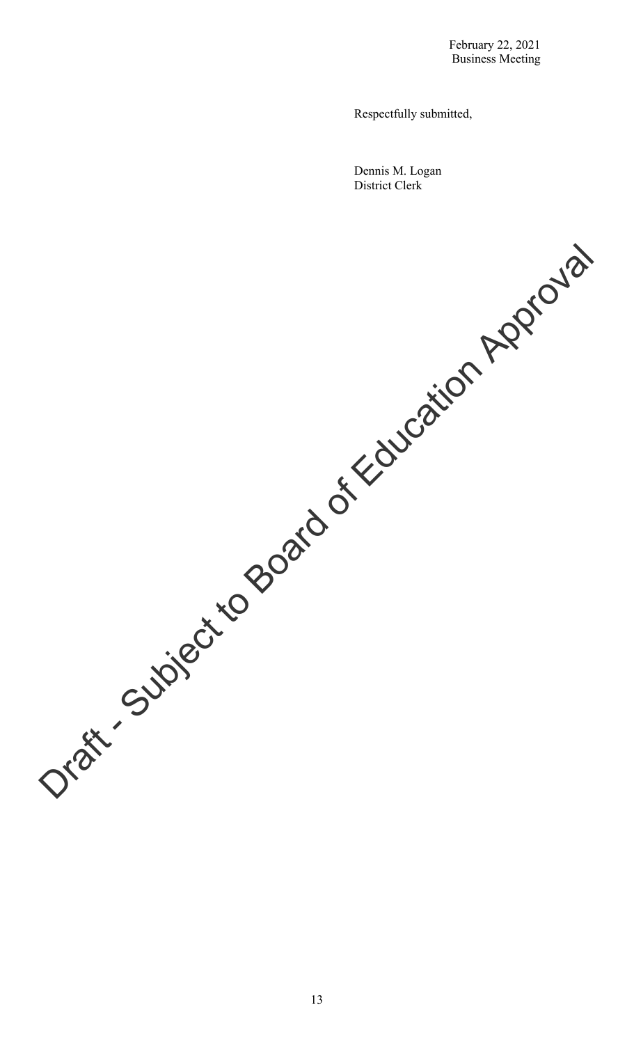Respectfully submitted,

Dennis M. Logan
District Clerk

Draft - Subject to Board of Education Approval